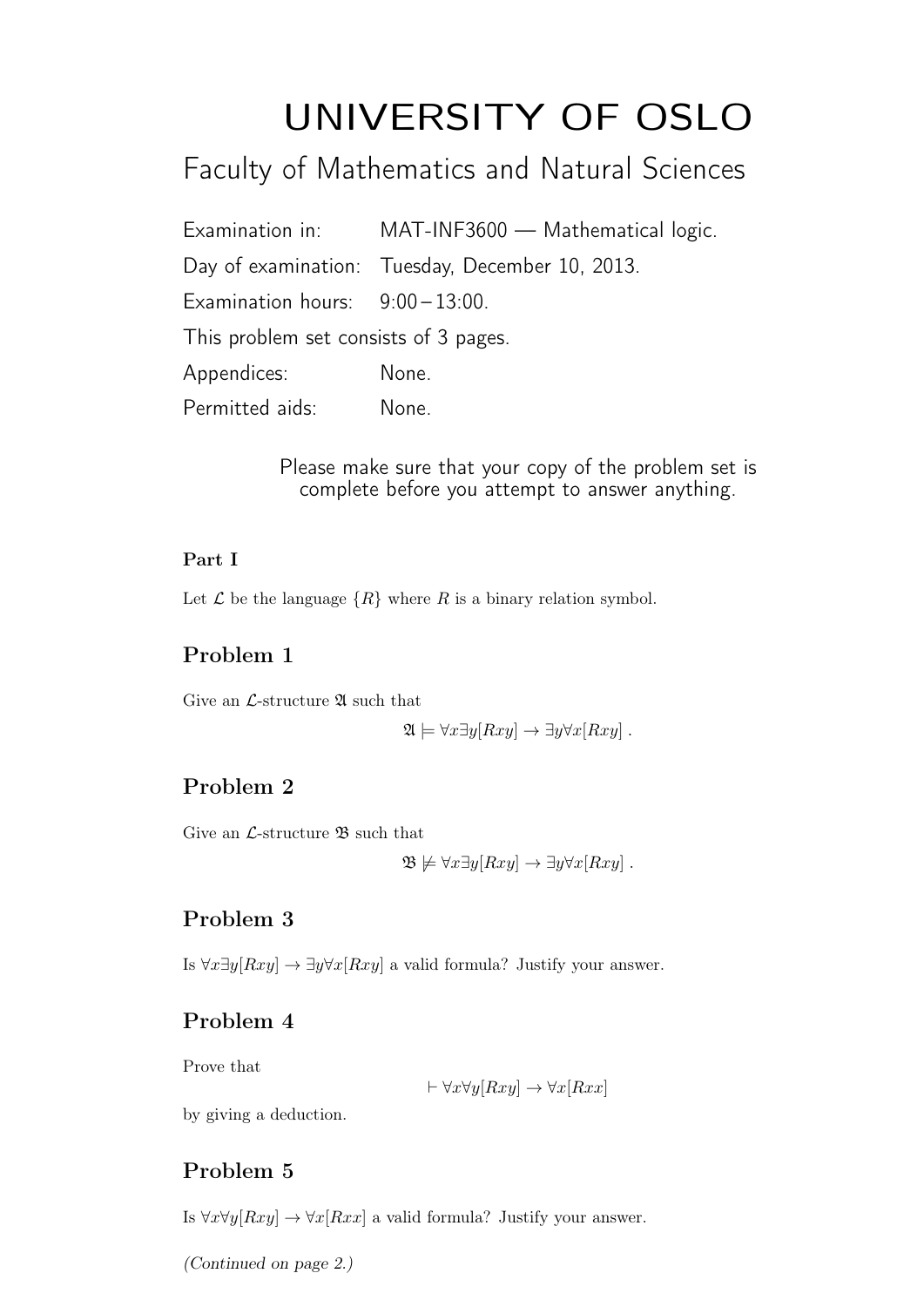# UNIVERSITY OF OSLO

## Faculty of Mathematics and Natural Sciences

Examination in: MAT-INF3600 — Mathematical logic.

Day of examination: Tuesday, December 10, 2013.

Examination hours: 9:00 – 13:00.

This problem set consists of 3 pages.

Appendices: None.

Permitted aids: None.

Please make sure that your copy of the problem set is complete before you attempt to answer anything.

**Part I**

Let $\mathcal{L}$ be the language $\{R\}$ where $R$ is a binary relation symbol.

## Problem 1

Give an $\mathcal{L}$-structure $\mathfrak{A}$ such that

$$\mathfrak{A} \models \forall x \exists y [Rxy] \to \exists y \forall x [Rxy] \ .$$

## Problem 2

Give an $\mathcal{L}$-structure $\mathfrak{B}$ such that

$$\mathfrak{B} \not\models \forall x \exists y [Rxy] \to \exists y \forall x [Rxy] \ .$$

## Problem 3

Is $\forall x \exists y [Rxy] \to \exists y \forall x [Rxy]$ a valid formula? Justify your answer.

## Problem 4

Prove that

$$\vdash \forall x \forall y [Rxy] \to \forall x [Rxx]$$

by giving a deduction.

## Problem 5

Is $\forall x \forall y [Rxy] \to \forall x [Rxx]$ a valid formula? Justify your answer.

*(Continued on page 2.)*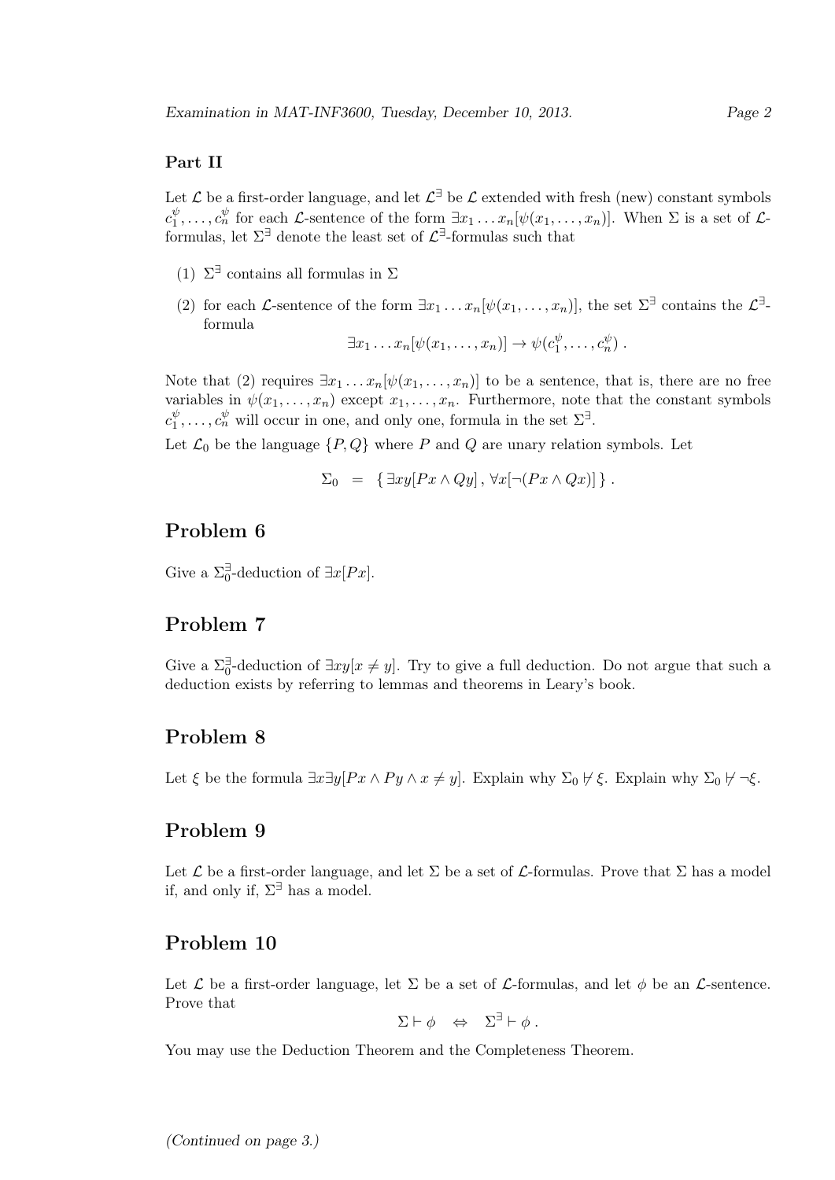## Part II

Let $\mathcal{L}$ be a first-order language, and let $\mathcal{L}^{\exists}$ be $\mathcal{L}$ extended with fresh (new) constant symbols $c_1^{\psi}, \ldots, c_n^{\psi}$ for each $\mathcal{L}$-sentence of the form $\exists x_1 \ldots x_n[\psi(x_1, \ldots, x_n)]$. When $\Sigma$ is a set of $\mathcal{L}$-formulas, let $\Sigma^{\exists}$ denote the least set of $\mathcal{L}^{\exists}$-formulas such that

(1) $\Sigma^{\exists}$ contains all formulas in $\Sigma$

(2) for each $\mathcal{L}$-sentence of the form $\exists x_1 \ldots x_n[\psi(x_1, \ldots, x_n)]$, the set $\Sigma^{\exists}$ contains the $\mathcal{L}^{\exists}$-formula

$$\exists x_1 \ldots x_n[\psi(x_1, \ldots, x_n)] \rightarrow \psi(c_1^{\psi}, \ldots, c_n^{\psi}) .$$

Note that (2) requires $\exists x_1 \ldots x_n[\psi(x_1, \ldots, x_n)]$ to be a sentence, that is, there are no free variables in $\psi(x_1, \ldots, x_n)$ except $x_1, \ldots, x_n$. Furthermore, note that the constant symbols $c_1^{\psi}, \ldots, c_n^{\psi}$ will occur in one, and only one, formula in the set $\Sigma^{\exists}$.

Let $\mathcal{L}_0$ be the language $\{P, Q\}$ where $P$ and $Q$ are unary relation symbols. Let

$$\Sigma_0 \;=\; \{\, \exists xy[Px \wedge Qy] \,,\, \forall x[\neg(Px \wedge Qx)] \,\} .$$

# Problem 6

Give a $\Sigma_0^{\exists}$-deduction of $\exists x[Px]$.

# Problem 7

Give a $\Sigma_0^{\exists}$-deduction of $\exists xy[x \neq y]$. Try to give a full deduction. Do not argue that such a deduction exists by referring to lemmas and theorems in Leary's book.

# Problem 8

Let $\xi$ be the formula $\exists x \exists y[Px \wedge Py \wedge x \neq y]$. Explain why $\Sigma_0 \nvdash \xi$. Explain why $\Sigma_0 \nvdash \neg\xi$.

# Problem 9

Let $\mathcal{L}$ be a first-order language, and let $\Sigma$ be a set of $\mathcal{L}$-formulas. Prove that $\Sigma$ has a model if, and only if, $\Sigma^{\exists}$ has a model.

# Problem 10

Let $\mathcal{L}$ be a first-order language, let $\Sigma$ be a set of $\mathcal{L}$-formulas, and let $\phi$ be an $\mathcal{L}$-sentence. Prove that

$$\Sigma \vdash \phi \quad \Leftrightarrow \quad \Sigma^{\exists} \vdash \phi .$$

You may use the Deduction Theorem and the Completeness Theorem.

*(Continued on page 3.)*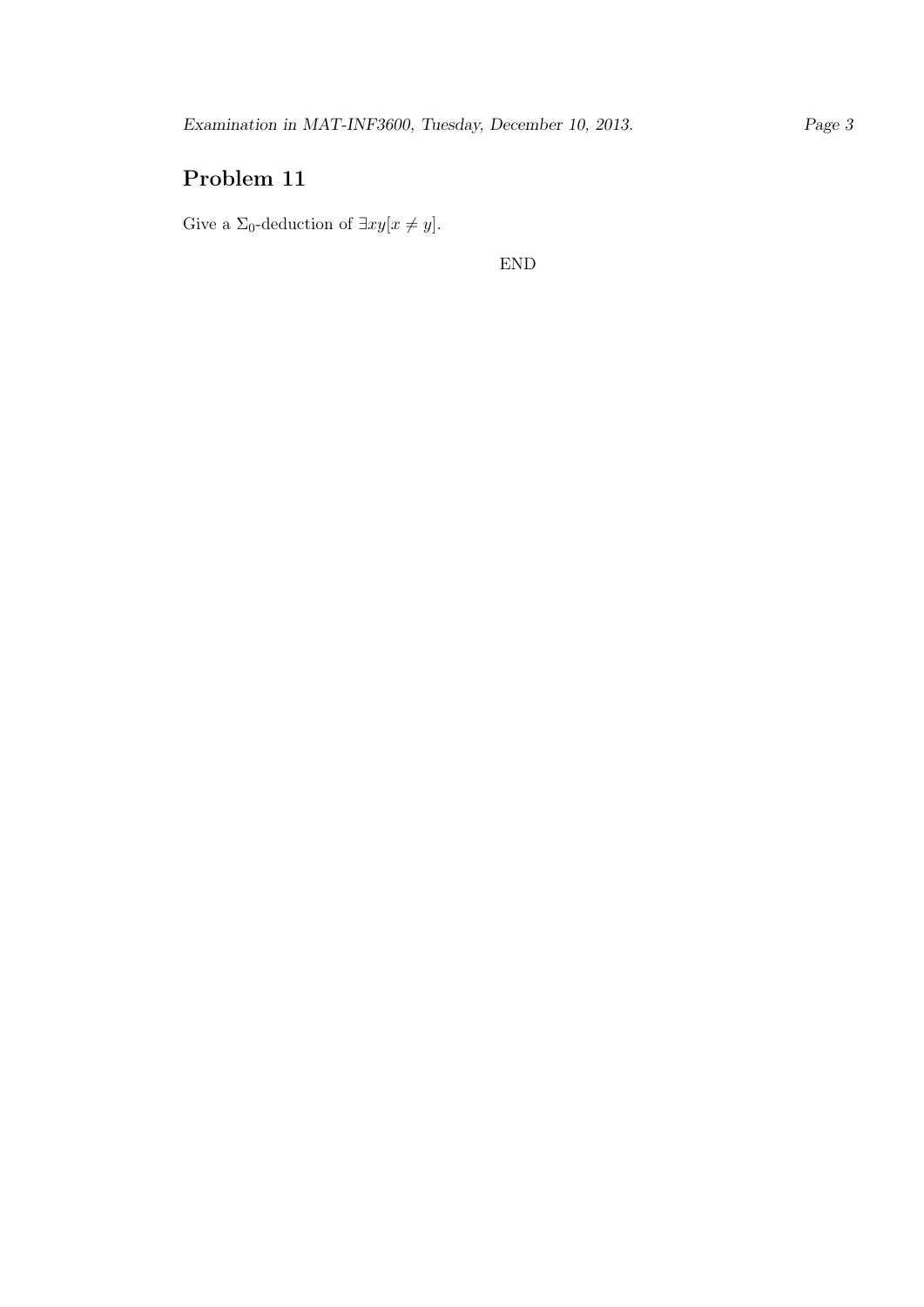## Problem 11

Give a $\Sigma_0$-deduction of $\exists xy[x \neq y]$.

END